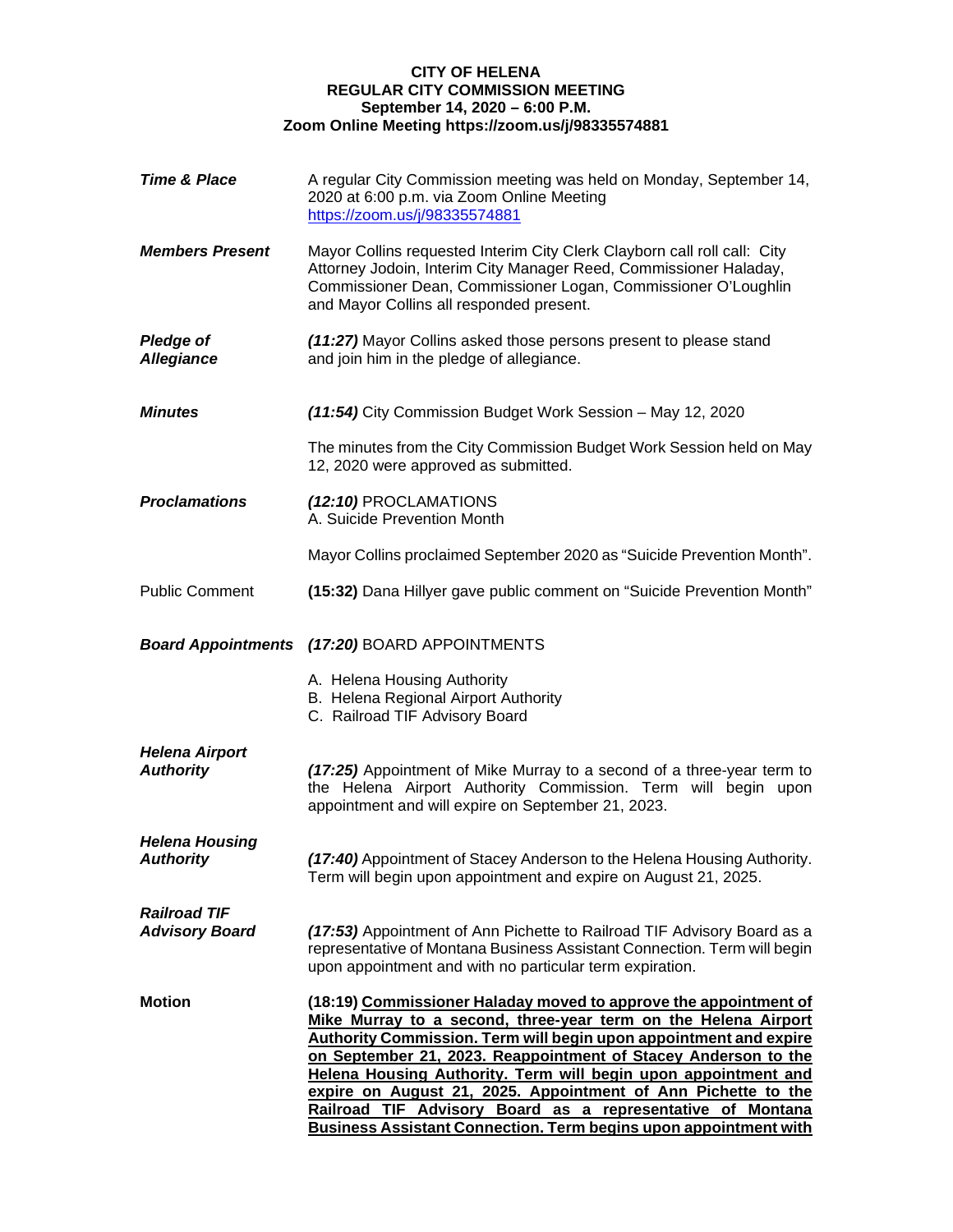**CITY OF HELENA**
**REGULAR CITY COMMISSION MEETING**
**September 14, 2020 – 6:00 P.M.**
**Zoom Online Meeting https://zoom.us/j/98335574881**

***Time & Place*** A regular City Commission meeting was held on Monday, September 14, 2020 at 6:00 p.m. via Zoom Online Meeting https://zoom.us/j/98335574881

***Members Present*** Mayor Collins requested Interim City Clerk Clayborn call roll call: City Attorney Jodoin, Interim City Manager Reed, Commissioner Haladay, Commissioner Dean, Commissioner Logan, Commissioner O'Loughlin and Mayor Collins all responded present.

***Pledge of Allegiance*** ***(11:27)*** Mayor Collins asked those persons present to please stand and join him in the pledge of allegiance.

***Minutes*** ***(11:54)*** City Commission Budget Work Session – May 12, 2020

The minutes from the City Commission Budget Work Session held on May 12, 2020 were approved as submitted.

***Proclamations*** ***(12:10)*** PROCLAMATIONS
A. Suicide Prevention Month

Mayor Collins proclaimed September 2020 as "Suicide Prevention Month".

Public Comment **(15:32)** Dana Hillyer gave public comment on "Suicide Prevention Month"

***Board Appointments*** ***(17:20)*** BOARD APPOINTMENTS

A. Helena Housing Authority
B. Helena Regional Airport Authority
C. Railroad TIF Advisory Board

***Helena Airport Authority*** ***(17:25)*** Appointment of Mike Murray to a second of a three-year term to the Helena Airport Authority Commission. Term will begin upon appointment and will expire on September 21, 2023.

***Helena Housing Authority*** ***(17:40)*** Appointment of Stacey Anderson to the Helena Housing Authority. Term will begin upon appointment and expire on August 21, 2025.

***Railroad TIF Advisory Board*** ***(17:53)*** Appointment of Ann Pichette to Railroad TIF Advisory Board as a representative of Montana Business Assistant Connection. Term will begin upon appointment and with no particular term expiration.

**Motion** **(18:19) <u>Commissioner Haladay moved to approve the appointment of Mike Murray to a second, three-year term on the Helena Airport Authority Commission. Term will begin upon appointment and expire on September 21, 2023. Reappointment of Stacey Anderson to the Helena Housing Authority. Term will begin upon appointment and expire on August 21, 2025. Appointment of Ann Pichette to the Railroad TIF Advisory Board as a representative of Montana Business Assistant Connection. Term begins upon appointment with</u>**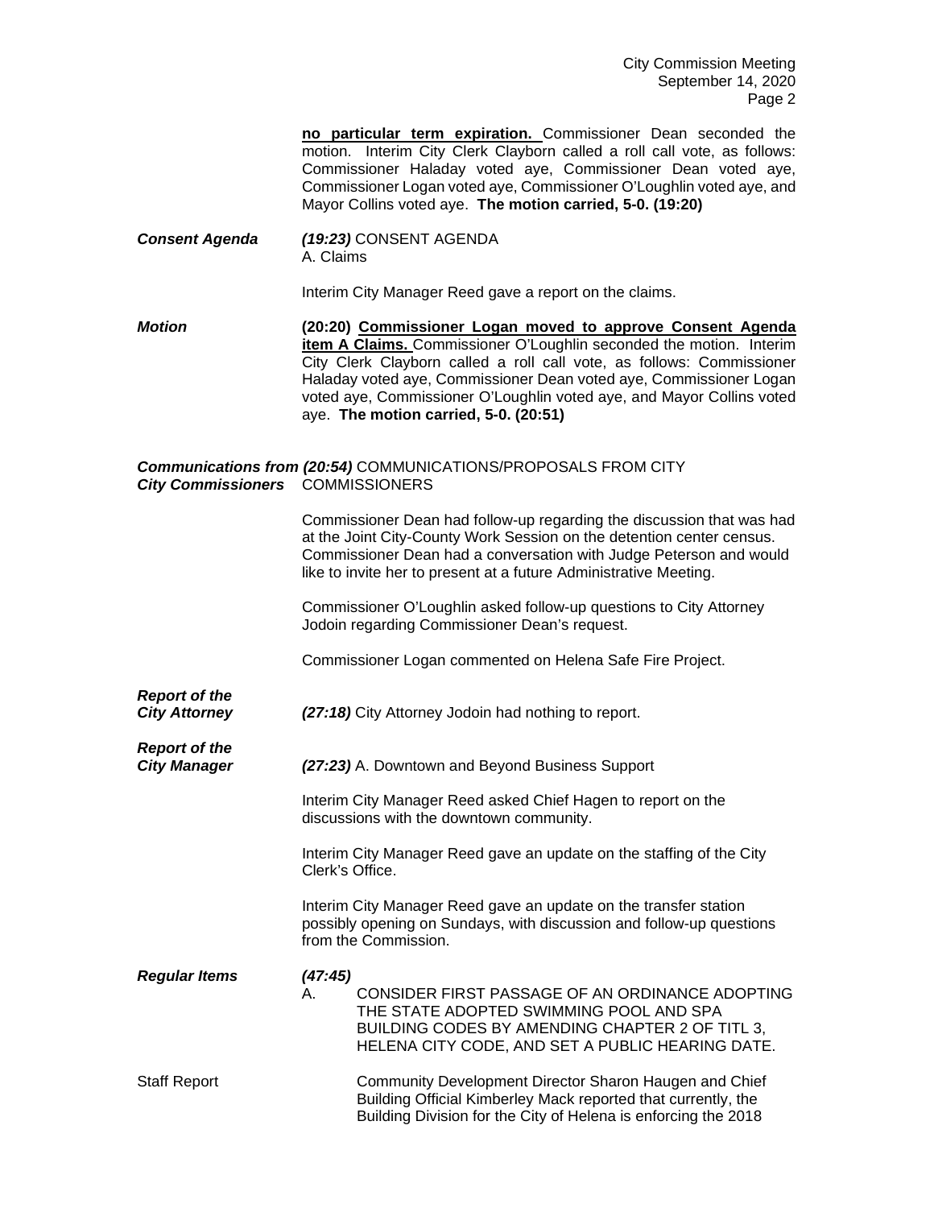**no particular term expiration.** Commissioner Dean seconded the motion. Interim City Clerk Clayborn called a roll call vote, as follows: Commissioner Haladay voted aye, Commissioner Dean voted aye, Commissioner Logan voted aye, Commissioner O'Loughlin voted aye, and Mayor Collins voted aye. **The motion carried, 5-0. (19:20)**

***Consent Agenda*** ***(19:23)*** CONSENT AGENDA
A. Claims

Interim City Manager Reed gave a report on the claims.

***Motion*** **(20:20) Commissioner Logan moved to approve Consent Agenda item A Claims.** Commissioner O'Loughlin seconded the motion. Interim City Clerk Clayborn called a roll call vote, as follows: Commissioner Haladay voted aye, Commissioner Dean voted aye, Commissioner Logan voted aye, Commissioner O'Loughlin voted aye, and Mayor Collins voted aye. **The motion carried, 5-0. (20:51)**

***Communications from City Commissioners*** ***(20:54)*** COMMUNICATIONS/PROPOSALS FROM CITY COMMISSIONERS

Commissioner Dean had follow-up regarding the discussion that was had at the Joint City-County Work Session on the detention center census. Commissioner Dean had a conversation with Judge Peterson and would like to invite her to present at a future Administrative Meeting.

Commissioner O'Loughlin asked follow-up questions to City Attorney Jodoin regarding Commissioner Dean's request.

Commissioner Logan commented on Helena Safe Fire Project.

***Report of the City Attorney*** ***(27:18)*** City Attorney Jodoin had nothing to report.

***Report of the City Manager*** ***(27:23)*** A. Downtown and Beyond Business Support

Interim City Manager Reed asked Chief Hagen to report on the discussions with the downtown community.

Interim City Manager Reed gave an update on the staffing of the City Clerk's Office.

Interim City Manager Reed gave an update on the transfer station possibly opening on Sundays, with discussion and follow-up questions from the Commission.

***Regular Items*** ***(47:45)***
A. CONSIDER FIRST PASSAGE OF AN ORDINANCE ADOPTING THE STATE ADOPTED SWIMMING POOL AND SPA BUILDING CODES BY AMENDING CHAPTER 2 OF TITL 3, HELENA CITY CODE, AND SET A PUBLIC HEARING DATE.

Staff Report Community Development Director Sharon Haugen and Chief Building Official Kimberley Mack reported that currently, the Building Division for the City of Helena is enforcing the 2018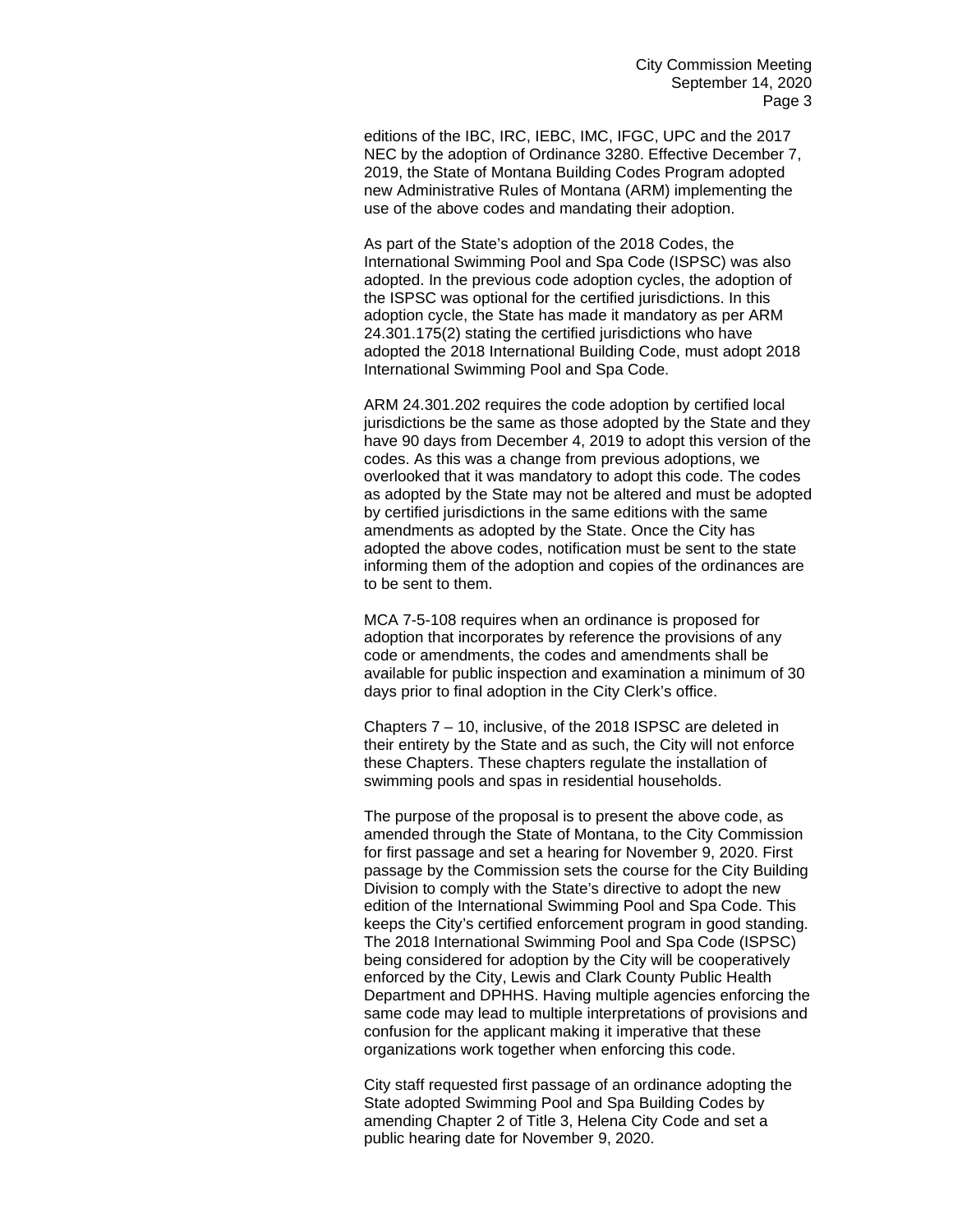editions of the IBC, IRC, IEBC, IMC, IFGC, UPC and the 2017 NEC by the adoption of Ordinance 3280. Effective December 7, 2019, the State of Montana Building Codes Program adopted new Administrative Rules of Montana (ARM) implementing the use of the above codes and mandating their adoption.

As part of the State's adoption of the 2018 Codes, the International Swimming Pool and Spa Code (ISPSC) was also adopted. In the previous code adoption cycles, the adoption of the ISPSC was optional for the certified jurisdictions. In this adoption cycle, the State has made it mandatory as per ARM 24.301.175(2) stating the certified jurisdictions who have adopted the 2018 International Building Code, must adopt 2018 International Swimming Pool and Spa Code.

ARM 24.301.202 requires the code adoption by certified local jurisdictions be the same as those adopted by the State and they have 90 days from December 4, 2019 to adopt this version of the codes. As this was a change from previous adoptions, we overlooked that it was mandatory to adopt this code. The codes as adopted by the State may not be altered and must be adopted by certified jurisdictions in the same editions with the same amendments as adopted by the State. Once the City has adopted the above codes, notification must be sent to the state informing them of the adoption and copies of the ordinances are to be sent to them.

MCA 7-5-108 requires when an ordinance is proposed for adoption that incorporates by reference the provisions of any code or amendments, the codes and amendments shall be available for public inspection and examination a minimum of 30 days prior to final adoption in the City Clerk's office.

Chapters 7 – 10, inclusive, of the 2018 ISPSC are deleted in their entirety by the State and as such, the City will not enforce these Chapters. These chapters regulate the installation of swimming pools and spas in residential households.

The purpose of the proposal is to present the above code, as amended through the State of Montana, to the City Commission for first passage and set a hearing for November 9, 2020. First passage by the Commission sets the course for the City Building Division to comply with the State's directive to adopt the new edition of the International Swimming Pool and Spa Code. This keeps the City's certified enforcement program in good standing. The 2018 International Swimming Pool and Spa Code (ISPSC) being considered for adoption by the City will be cooperatively enforced by the City, Lewis and Clark County Public Health Department and DPHHS. Having multiple agencies enforcing the same code may lead to multiple interpretations of provisions and confusion for the applicant making it imperative that these organizations work together when enforcing this code.

City staff requested first passage of an ordinance adopting the State adopted Swimming Pool and Spa Building Codes by amending Chapter 2 of Title 3, Helena City Code and set a public hearing date for November 9, 2020.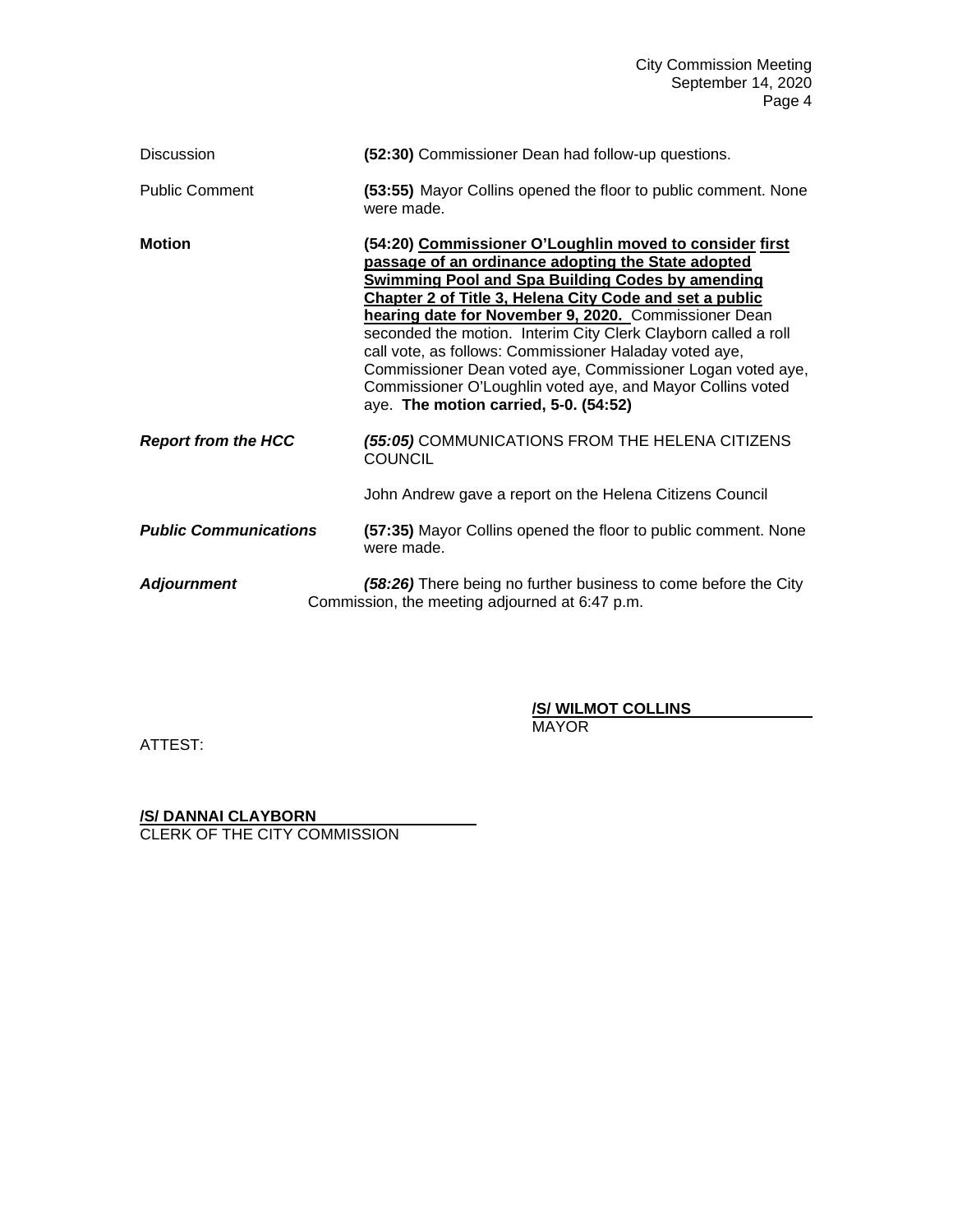Discussion **(52:30)** Commissioner Dean had follow-up questions.

Public Comment **(53:55)** Mayor Collins opened the floor to public comment. None were made.

**Motion** **(54:20) Commissioner O'Loughlin moved to consider first passage of an ordinance adopting the State adopted Swimming Pool and Spa Building Codes by amending Chapter 2 of Title 3, Helena City Code and set a public hearing date for November 9, 2020.** Commissioner Dean seconded the motion. Interim City Clerk Clayborn called a roll call vote, as follows: Commissioner Haladay voted aye, Commissioner Dean voted aye, Commissioner Logan voted aye, Commissioner O'Loughlin voted aye, and Mayor Collins voted aye. **The motion carried, 5-0. (54:52)**

***Report from the HCC*** ***(55:05)*** COMMUNICATIONS FROM THE HELENA CITIZENS COUNCIL

John Andrew gave a report on the Helena Citizens Council

***Public Communications*** **(57:35)** Mayor Collins opened the floor to public comment. None were made.

***Adjournment*** ***(58:26)*** There being no further business to come before the City Commission, the meeting adjourned at 6:47 p.m.

**/S/ WILMOT COLLINS**
MAYOR

ATTEST:

**/S/ DANNAI CLAYBORN**
CLERK OF THE CITY COMMISSION